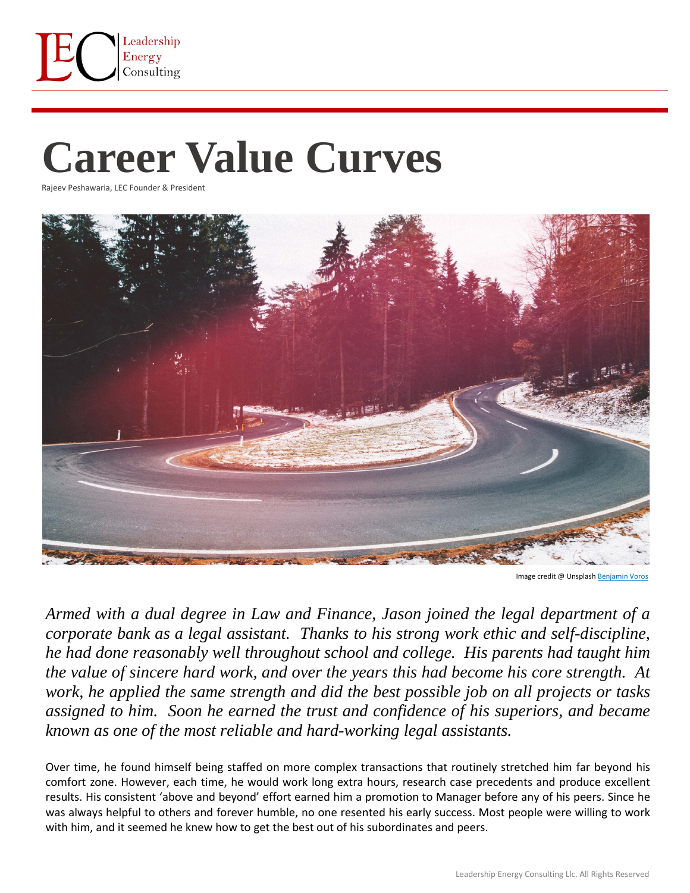# Career Value Curves

Rajeev Peshawaria, LEC Founder & President

Image credit @ Unsplash Benjamin Voros

*Armed with a dual degree in Law and Finance, Jason joined the legal department of a corporate bank as a legal assistant. Thanks to his strong work ethic and self-discipline, he had done reasonably well throughout school and college. His parents had taught him the value of sincere hard work, and over the years this had become his core strength. At work, he applied the same strength and did the best possible job on all projects or tasks assigned to him. Soon he earned the trust and confidence of his superiors, and became known as one of the most reliable and hard-working legal assistants.*

Over time, he found himself being staffed on more complex transactions that routinely stretched him far beyond his comfort zone. However, each time, he would work long extra hours, research case precedents and produce excellent results. His consistent 'above and beyond' effort earned him a promotion to Manager before any of his peers. Since he was always helpful to others and forever humble, no one resented his early success. Most people were willing to work with him, and it seemed he knew how to get the best out of his subordinates and peers.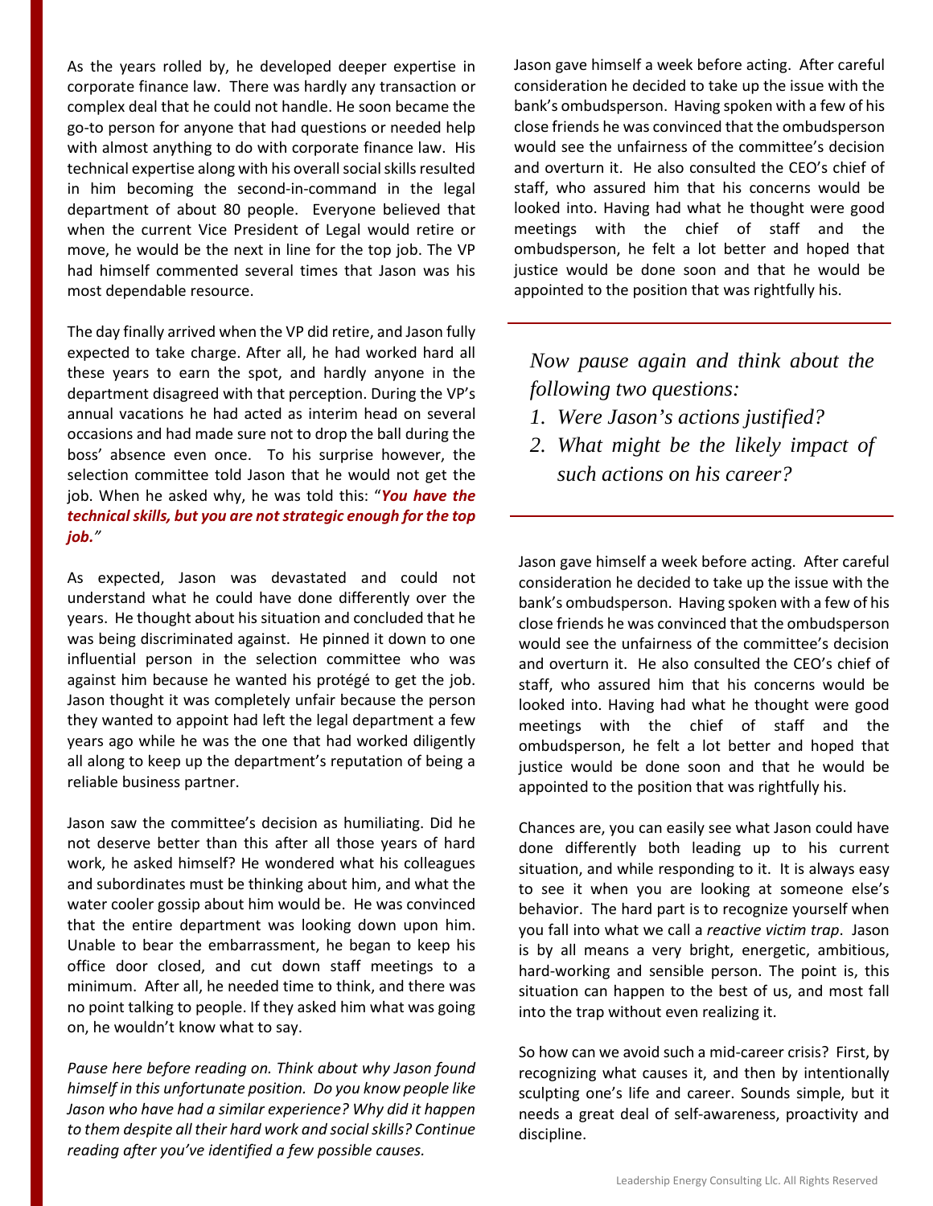As the years rolled by, he developed deeper expertise in corporate finance law. There was hardly any transaction or complex deal that he could not handle. He soon became the go-to person for anyone that had questions or needed help with almost anything to do with corporate finance law. His technical expertise along with his overall social skills resulted in him becoming the second-in-command in the legal department of about 80 people. Everyone believed that when the current Vice President of Legal would retire or move, he would be the next in line for the top job. The VP had himself commented several times that Jason was his most dependable resource.

The day finally arrived when the VP did retire, and Jason fully expected to take charge. After all, he had worked hard all these years to earn the spot, and hardly anyone in the department disagreed with that perception. During the VP's annual vacations he had acted as interim head on several occasions and had made sure not to drop the ball during the boss' absence even once. To his surprise however, the selection committee told Jason that he would not get the job. When he asked why, he was told this: "***You have the technical skills, but you are not strategic enough for the top job."***

As expected, Jason was devastated and could not understand what he could have done differently over the years. He thought about his situation and concluded that he was being discriminated against. He pinned it down to one influential person in the selection committee who was against him because he wanted his protégé to get the job. Jason thought it was completely unfair because the person they wanted to appoint had left the legal department a few years ago while he was the one that had worked diligently all along to keep up the department's reputation of being a reliable business partner.

Jason saw the committee's decision as humiliating. Did he not deserve better than this after all those years of hard work, he asked himself? He wondered what his colleagues and subordinates must be thinking about him, and what the water cooler gossip about him would be. He was convinced that the entire department was looking down upon him. Unable to bear the embarrassment, he began to keep his office door closed, and cut down staff meetings to a minimum. After all, he needed time to think, and there was no point talking to people. If they asked him what was going on, he wouldn't know what to say.

*Pause here before reading on. Think about why Jason found himself in this unfortunate position. Do you know people like Jason who have had a similar experience? Why did it happen to them despite all their hard work and social skills? Continue reading after you've identified a few possible causes.*

Jason gave himself a week before acting. After careful consideration he decided to take up the issue with the bank's ombudsperson. Having spoken with a few of his close friends he was convinced that the ombudsperson would see the unfairness of the committee's decision and overturn it. He also consulted the CEO's chief of staff, who assured him that his concerns would be looked into. Having had what he thought were good meetings with the chief of staff and the ombudsperson, he felt a lot better and hoped that justice would be done soon and that he would be appointed to the position that was rightfully his.

---

*Now pause again and think about the following two questions:*

1. *Were Jason's actions justified?*
2. *What might be the likely impact of such actions on his career?*

---

Jason gave himself a week before acting. After careful consideration he decided to take up the issue with the bank's ombudsperson. Having spoken with a few of his close friends he was convinced that the ombudsperson would see the unfairness of the committee's decision and overturn it. He also consulted the CEO's chief of staff, who assured him that his concerns would be looked into. Having had what he thought were good meetings with the chief of staff and the ombudsperson, he felt a lot better and hoped that justice would be done soon and that he would be appointed to the position that was rightfully his.

Chances are, you can easily see what Jason could have done differently both leading up to his current situation, and while responding to it. It is always easy to see it when you are looking at someone else's behavior. The hard part is to recognize yourself when you fall into what we call a *reactive victim trap*. Jason is by all means a very bright, energetic, ambitious, hard-working and sensible person. The point is, this situation can happen to the best of us, and most fall into the trap without even realizing it.

So how can we avoid such a mid-career crisis? First, by recognizing what causes it, and then by intentionally sculpting one's life and career. Sounds simple, but it needs a great deal of self-awareness, proactivity and discipline.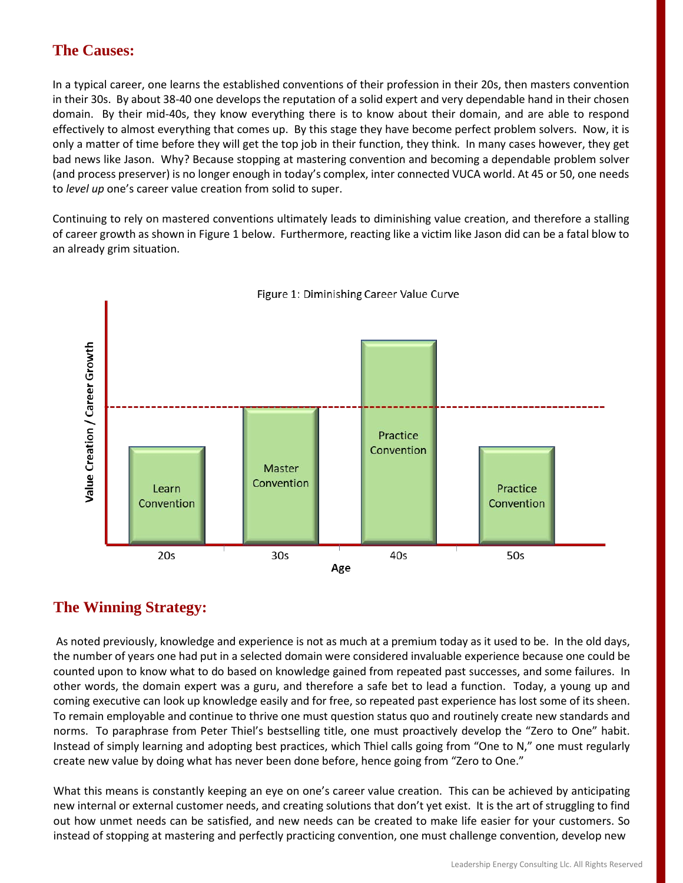## The Causes:

In a typical career, one learns the established conventions of their profession in their 20s, then masters convention in their 30s. By about 38-40 one develops the reputation of a solid expert and very dependable hand in their chosen domain. By their mid-40s, they know everything there is to know about their domain, and are able to respond effectively to almost everything that comes up. By this stage they have become perfect problem solvers. Now, it is only a matter of time before they will get the top job in their function, they think. In many cases however, they get bad news like Jason. Why? Because stopping at mastering convention and becoming a dependable problem solver (and process preserver) is no longer enough in today's complex, inter connected VUCA world. At 45 or 50, one needs to *level up* one's career value creation from solid to super.

Continuing to rely on mastered conventions ultimately leads to diminishing value creation, and therefore a stalling of career growth as shown in Figure 1 below. Furthermore, reacting like a victim like Jason did can be a fatal blow to an already grim situation.

Figure 1: Diminishing Career Value Curve

Value Creation / Career Growth

Learn Convention

Master Convention

Practice Convention

Practice Convention

20s

30s

40s

50s

Age

## The Winning Strategy:

As noted previously, knowledge and experience is not as much at a premium today as it used to be. In the old days, the number of years one had put in a selected domain were considered invaluable experience because one could be counted upon to know what to do based on knowledge gained from repeated past successes, and some failures. In other words, the domain expert was a guru, and therefore a safe bet to lead a function. Today, a young up and coming executive can look up knowledge easily and for free, so repeated past experience has lost some of its sheen. To remain employable and continue to thrive one must question status quo and routinely create new standards and norms. To paraphrase from Peter Thiel's bestselling title, one must proactively develop the "Zero to One" habit. Instead of simply learning and adopting best practices, which Thiel calls going from "One to N," one must regularly create new value by doing what has never been done before, hence going from "Zero to One."

What this means is constantly keeping an eye on one's career value creation. This can be achieved by anticipating new internal or external customer needs, and creating solutions that don't yet exist. It is the art of struggling to find out how unmet needs can be satisfied, and new needs can be created to make life easier for your customers. So instead of stopping at mastering and perfectly practicing convention, one must challenge convention, develop new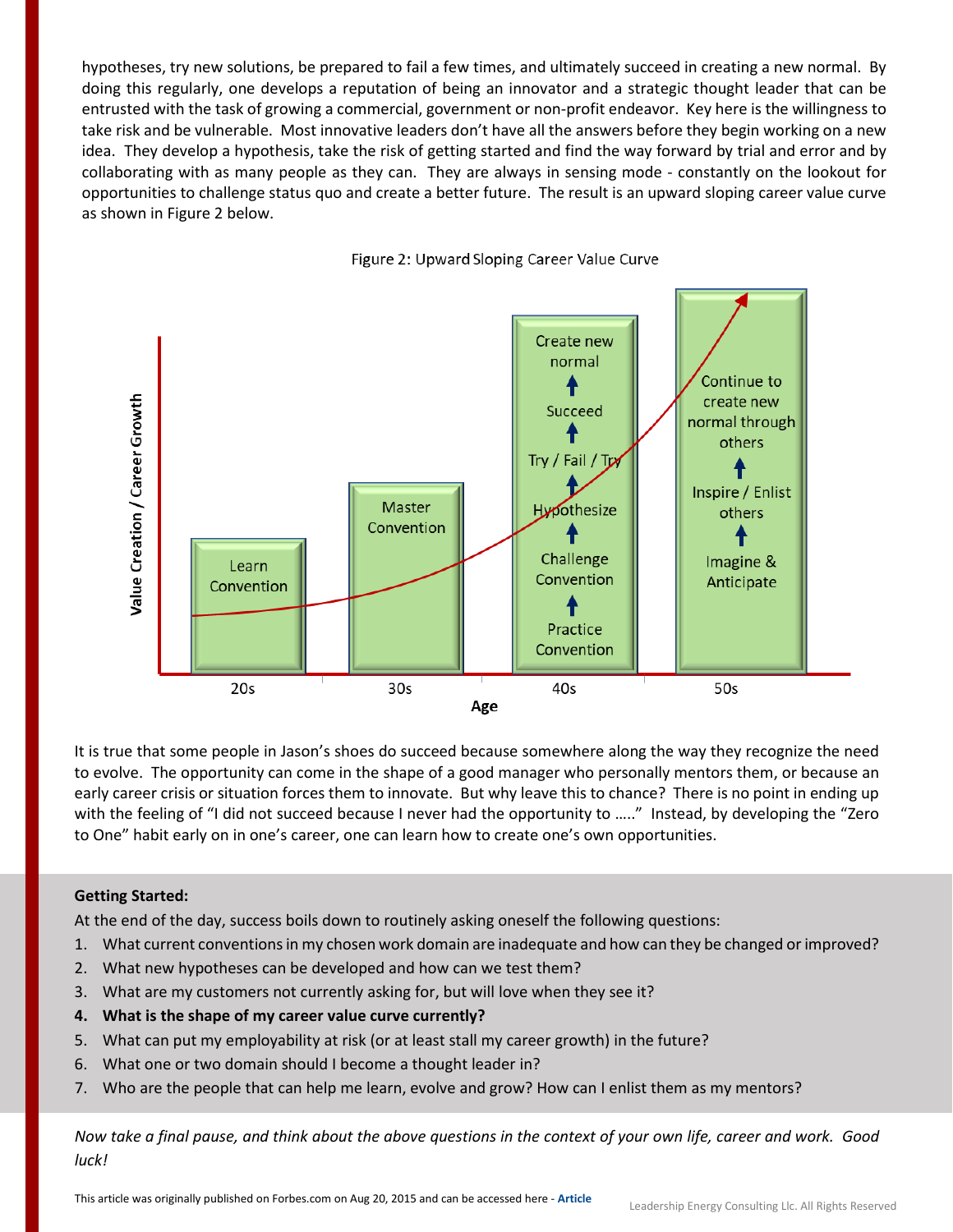hypotheses, try new solutions, be prepared to fail a few times, and ultimately succeed in creating a new normal. By doing this regularly, one develops a reputation of being an innovator and a strategic thought leader that can be entrusted with the task of growing a commercial, government or non-profit endeavor. Key here is the willingness to take risk and be vulnerable. Most innovative leaders don't have all the answers before they begin working on a new idea. They develop a hypothesis, take the risk of getting started and find the way forward by trial and error and by collaborating with as many people as they can. They are always in sensing mode - constantly on the lookout for opportunities to challenge status quo and create a better future. The result is an upward sloping career value curve as shown in Figure 2 below.

Figure 2: Upward Sloping Career Value Curve

Value Creation / Career Growth

Learn Convention

Master Convention

Practice Convention → Challenge Convention → Hypothesize → Try / Fail / Try → Succeed → Create new normal

Imagine & Anticipate → Inspire / Enlist others → Continue to create new normal through others

20s
30s
40s
50s

Age

It is true that some people in Jason's shoes do succeed because somewhere along the way they recognize the need to evolve. The opportunity can come in the shape of a good manager who personally mentors them, or because an early career crisis or situation forces them to innovate. But why leave this to chance? There is no point in ending up with the feeling of "I did not succeed because I never had the opportunity to ….." Instead, by developing the "Zero to One" habit early on in one's career, one can learn how to create one's own opportunities.

**Getting Started:**

At the end of the day, success boils down to routinely asking oneself the following questions:

1. What current conventions in my chosen work domain are inadequate and how can they be changed or improved?
2. What new hypotheses can be developed and how can we test them?
3. What are my customers not currently asking for, but will love when they see it?
4. **What is the shape of my career value curve currently?**
5. What can put my employability at risk (or at least stall my career growth) in the future?
6. What one or two domain should I become a thought leader in?
7. Who are the people that can help me learn, evolve and grow? How can I enlist them as my mentors?

*Now take a final pause, and think about the above questions in the context of your own life, career and work. Good luck!*

This article was originally published on Forbes.com on Aug 20, 2015 and can be accessed here - **Article**

Leadership Energy Consulting Llc. All Rights Reserved